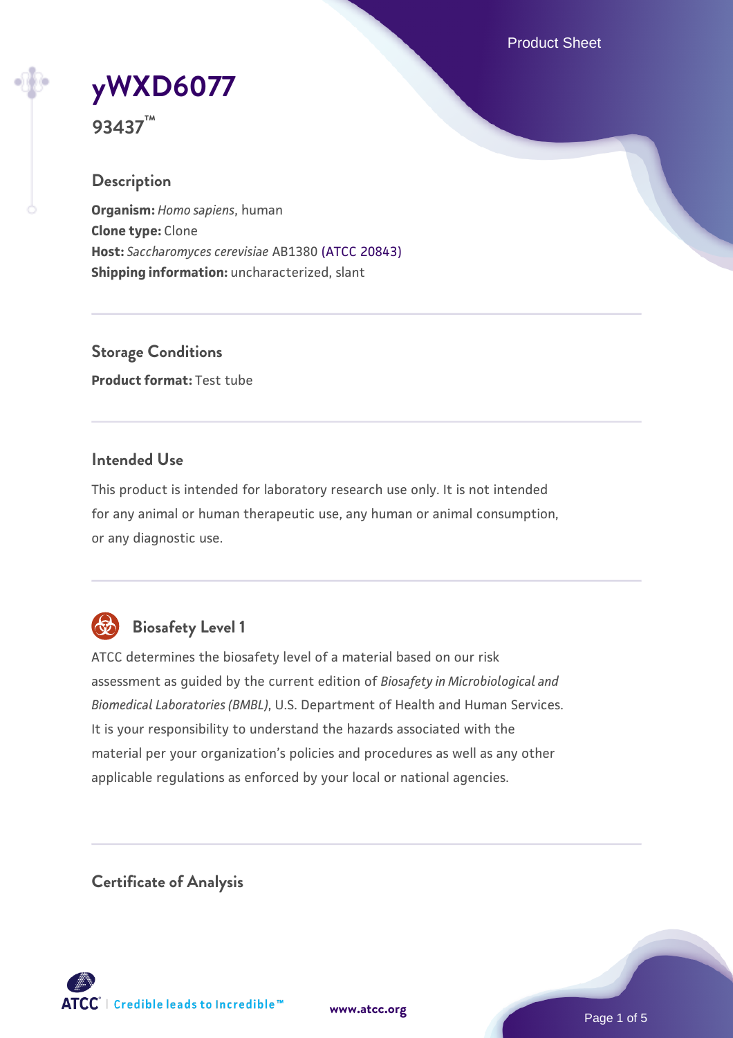# yWXD6077

**93437™**

## Description

**Organism:** *Homo sapiens*, human
**Clone type:** Clone
**Host:** *Saccharomyces cerevisiae* AB1380 (ATCC 20843)
**Shipping information:** uncharacterized, slant

## Storage Conditions

**Product format:** Test tube

## Intended Use

This product is intended for laboratory research use only. It is not intended for any animal or human therapeutic use, any human or animal consumption, or any diagnostic use.

## Biosafety Level 1

ATCC determines the biosafety level of a material based on our risk assessment as guided by the current edition of *Biosafety in Microbiological and Biomedical Laboratories (BMBL)*, U.S. Department of Health and Human Services. It is your responsibility to understand the hazards associated with the material per your organization's policies and procedures as well as any other applicable regulations as enforced by your local or national agencies.

## Certificate of Analysis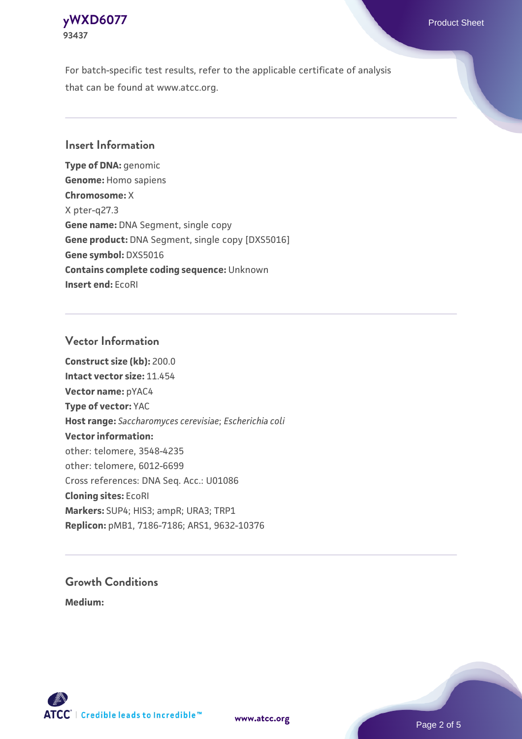For batch-specific test results, refer to the applicable certificate of analysis that can be found at www.atcc.org.

## Insert Information

**Type of DNA:** genomic
**Genome:** Homo sapiens
**Chromosome:** X
X pter-q27.3
**Gene name:** DNA Segment, single copy
**Gene product:** DNA Segment, single copy [DXS5016]
**Gene symbol:** DXS5016
**Contains complete coding sequence:** Unknown
**Insert end:** EcoRI

## Vector Information

**Construct size (kb):** 200.0
**Intact vector size:** 11.454
**Vector name:** pYAC4
**Type of vector:** YAC
**Host range:** *Saccharomyces cerevisiae*; *Escherichia coli*
**Vector information:**
other: telomere, 3548-4235
other: telomere, 6012-6699
Cross references: DNA Seq. Acc.: U01086
**Cloning sites:** EcoRI
**Markers:** SUP4; HIS3; ampR; URA3; TRP1
**Replicon:** pMB1, 7186-7186; ARS1, 9632-10376

## Growth Conditions

**Medium:**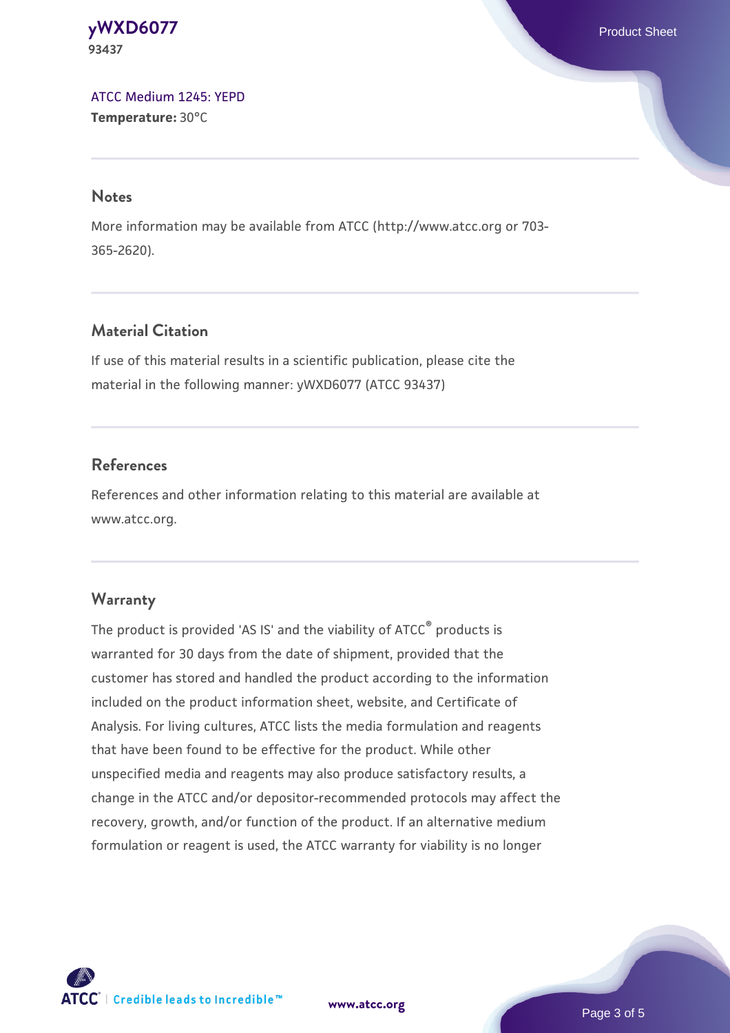ATCC Medium 1245: YEPD
**Temperature:** 30°C

## Notes

More information may be available from ATCC (http://www.atcc.org or 703-365-2620).

## Material Citation

If use of this material results in a scientific publication, please cite the material in the following manner: yWXD6077 (ATCC 93437)

## References

References and other information relating to this material are available at www.atcc.org.

## Warranty

The product is provided 'AS IS' and the viability of ATCC® products is warranted for 30 days from the date of shipment, provided that the customer has stored and handled the product according to the information included on the product information sheet, website, and Certificate of Analysis. For living cultures, ATCC lists the media formulation and reagents that have been found to be effective for the product. While other unspecified media and reagents may also produce satisfactory results, a change in the ATCC and/or depositor-recommended protocols may affect the recovery, growth, and/or function of the product. If an alternative medium formulation or reagent is used, the ATCC warranty for viability is no longer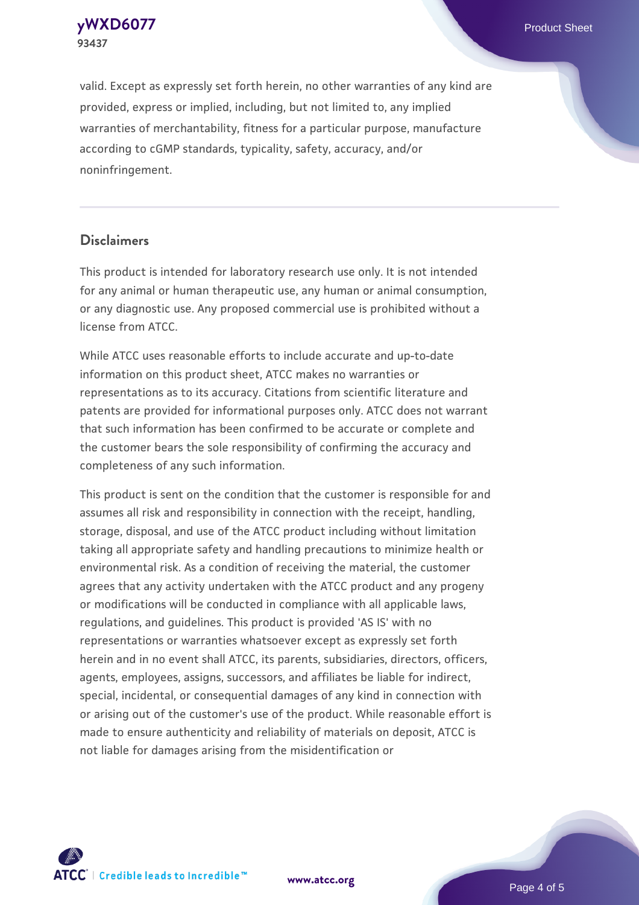valid. Except as expressly set forth herein, no other warranties of any kind are provided, express or implied, including, but not limited to, any implied warranties of merchantability, fitness for a particular purpose, manufacture according to cGMP standards, typicality, safety, accuracy, and/or noninfringement.

## Disclaimers

This product is intended for laboratory research use only. It is not intended for any animal or human therapeutic use, any human or animal consumption, or any diagnostic use. Any proposed commercial use is prohibited without a license from ATCC.

While ATCC uses reasonable efforts to include accurate and up-to-date information on this product sheet, ATCC makes no warranties or representations as to its accuracy. Citations from scientific literature and patents are provided for informational purposes only. ATCC does not warrant that such information has been confirmed to be accurate or complete and the customer bears the sole responsibility of confirming the accuracy and completeness of any such information.

This product is sent on the condition that the customer is responsible for and assumes all risk and responsibility in connection with the receipt, handling, storage, disposal, and use of the ATCC product including without limitation taking all appropriate safety and handling precautions to minimize health or environmental risk. As a condition of receiving the material, the customer agrees that any activity undertaken with the ATCC product and any progeny or modifications will be conducted in compliance with all applicable laws, regulations, and guidelines. This product is provided 'AS IS' with no representations or warranties whatsoever except as expressly set forth herein and in no event shall ATCC, its parents, subsidiaries, directors, officers, agents, employees, assigns, successors, and affiliates be liable for indirect, special, incidental, or consequential damages of any kind in connection with or arising out of the customer's use of the product. While reasonable effort is made to ensure authenticity and reliability of materials on deposit, ATCC is not liable for damages arising from the misidentification or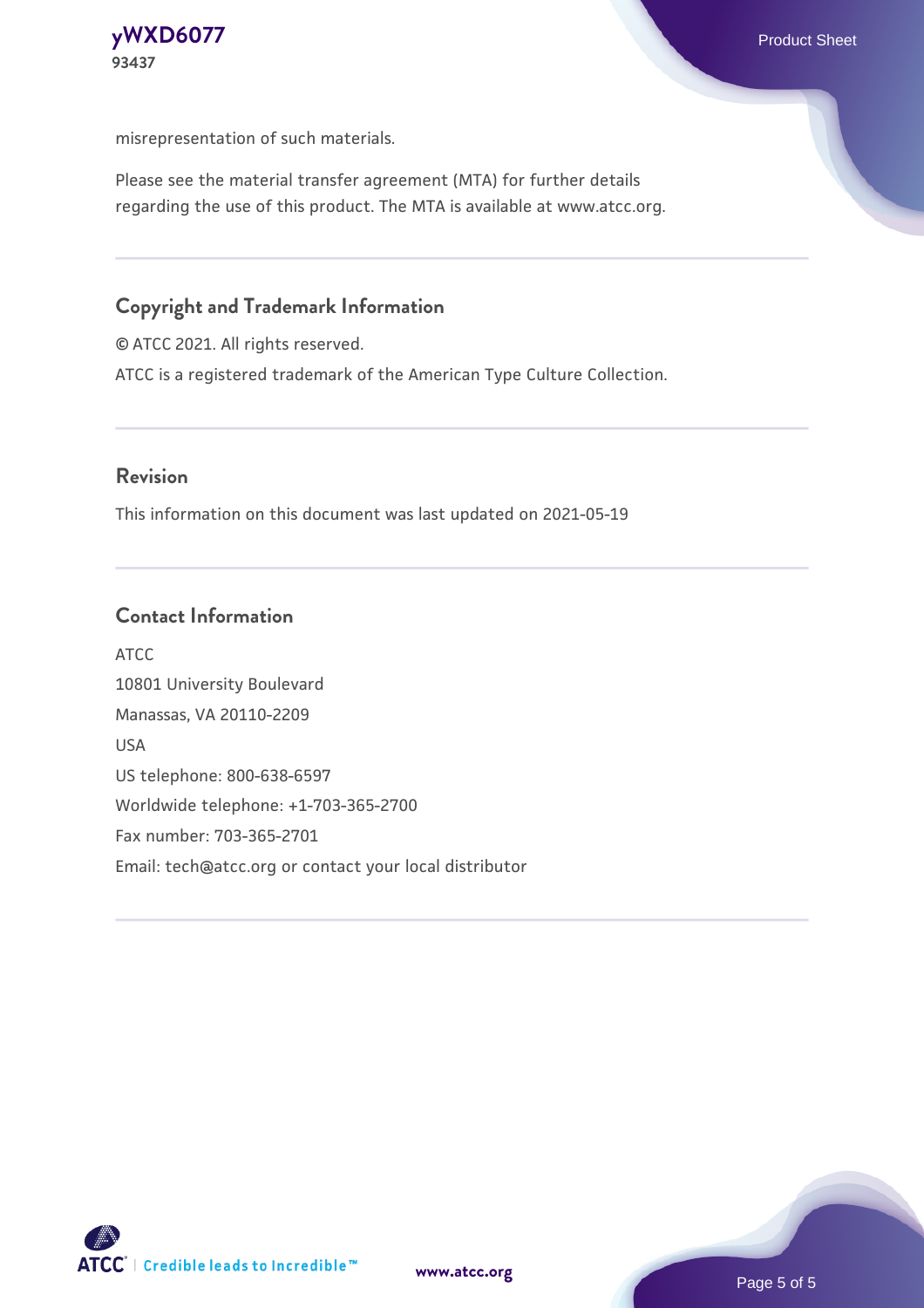misrepresentation of such materials.

Please see the material transfer agreement (MTA) for further details regarding the use of this product. The MTA is available at www.atcc.org.

## Copyright and Trademark Information

© ATCC 2021. All rights reserved.

ATCC is a registered trademark of the American Type Culture Collection.

## Revision

This information on this document was last updated on 2021-05-19

## Contact Information

ATCC
10801 University Boulevard
Manassas, VA 20110-2209
USA
US telephone: 800-638-6597
Worldwide telephone: +1-703-365-2700
Fax number: 703-365-2701
Email: tech@atcc.org or contact your local distributor